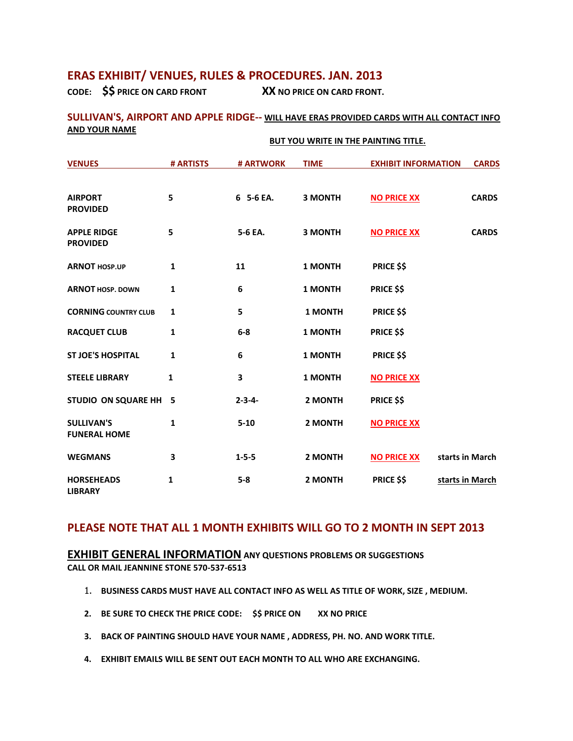## ERAS EXHIBIT/ VENUES, RULES & PROCEDURES. JAN. 2013

**CODE: $$ PRICE ON CARD FRONT XX NO PRICE ON CARD FRONT.**

### SULLIVAN'S, AIRPORT AND APPLE RIDGE-- WILL HAVE ERAS PROVIDED CARDS WITH ALL CONTACT INFO AND YOUR NAME

**BUT YOU WRITE IN THE PAINTING TITLE.**

| VENUES | # ARTISTS | # ARTWORK | TIME | EXHIBIT INFORMATION | CARDS |
|---|---|---|---|---|---|
| AIRPORT PROVIDED | 5 | 6 5-6 EA. | 3 MONTH | NO PRICE XX | CARDS |
| APPLE RIDGE PROVIDED | 5 | 5-6 EA. | 3 MONTH | NO PRICE XX | CARDS |
| ARNOT HOSP.UP | 1 | 11 | 1 MONTH | PRICE $$ | |
| ARNOT HOSP. DOWN | 1 | 6 | 1 MONTH | PRICE $$ | |
| CORNING COUNTRY CLUB | 1 | 5 | 1 MONTH | PRICE $$ | |
| RACQUET CLUB | 1 | 6-8 | 1 MONTH | PRICE $$ | |
| ST JOE'S HOSPITAL | 1 | 6 | 1 MONTH | PRICE $$ | |
| STEELE LIBRARY | 1 | 3 | 1 MONTH | NO PRICE XX | |
| STUDIO ON SQUARE HH | 5 | 2-3-4- | 2 MONTH | PRICE $$ | |
| SULLIVAN'S FUNERAL HOME | 1 | 5-10 | 2 MONTH | NO PRICE XX | |
| WEGMANS | 3 | 1-5-5 | 2 MONTH | NO PRICE XX | starts in March |
| HORSEHEADS LIBRARY | 1 | 5-8 | 2 MONTH | PRICE $$ | starts in March |

### PLEASE NOTE THAT ALL 1 MONTH EXHIBITS WILL GO TO 2 MONTH IN SEPT 2013

**EXHIBIT GENERAL INFORMATION** ANY QUESTIONS PROBLEMS OR SUGGESTIONS
CALL OR MAIL JEANNINE STONE 570-537-6513

1. BUSINESS CARDS MUST HAVE ALL CONTACT INFO AS WELL AS TITLE OF WORK, SIZE , MEDIUM.
2. BE SURE TO CHECK THE PRICE CODE: $$ PRICE ON XX NO PRICE
3. BACK OF PAINTING SHOULD HAVE YOUR NAME , ADDRESS, PH. NO. AND WORK TITLE.
4. EXHIBIT EMAILS WILL BE SENT OUT EACH MONTH TO ALL WHO ARE EXCHANGING.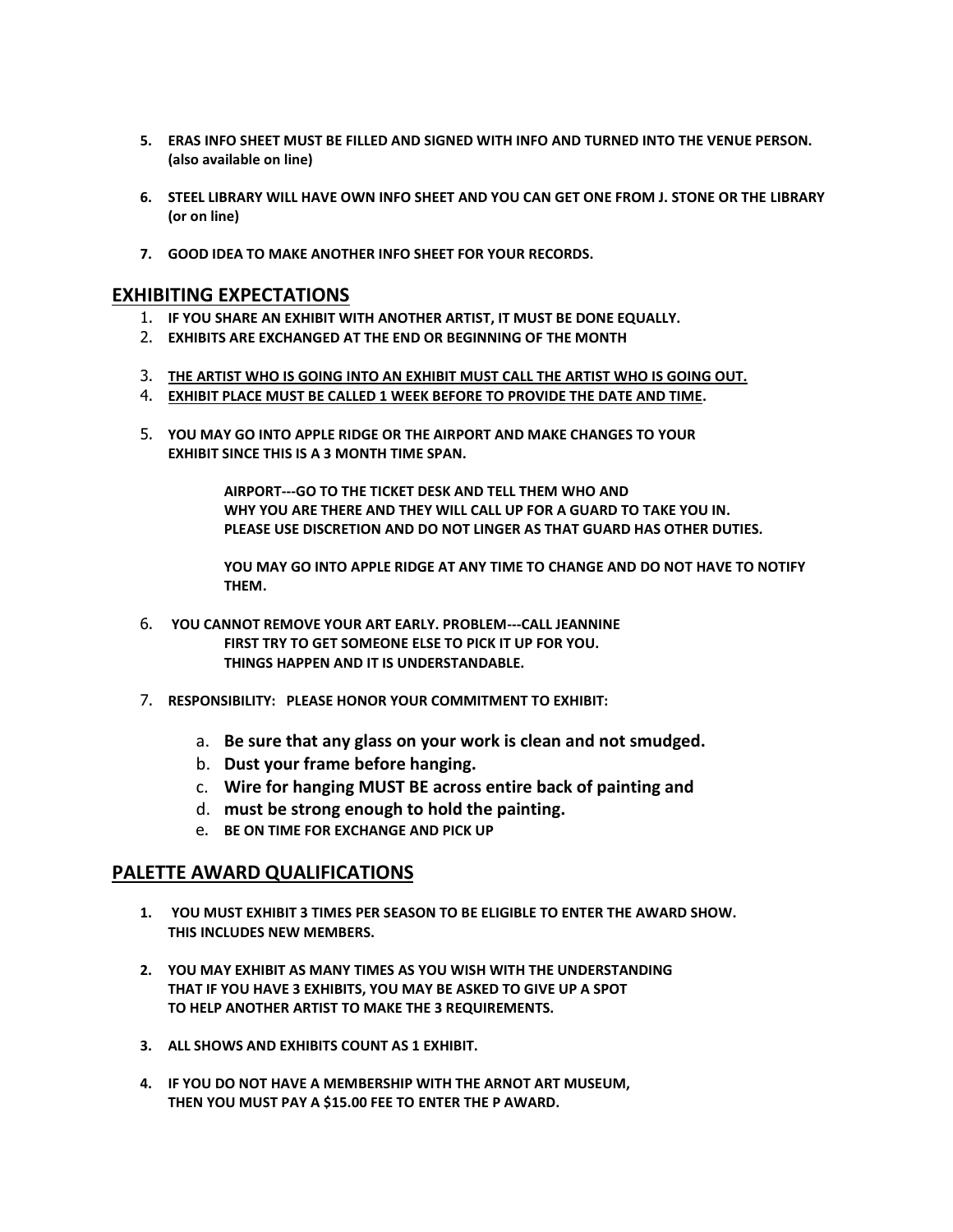5. **ERAS INFO SHEET MUST BE FILLED AND SIGNED WITH INFO AND TURNED INTO THE VENUE PERSON. (also available on line)**

6. **STEEL LIBRARY WILL HAVE OWN INFO SHEET AND YOU CAN GET ONE FROM J. STONE OR THE LIBRARY (or on line)**

7. **GOOD IDEA TO MAKE ANOTHER INFO SHEET FOR YOUR RECORDS.**

## EXHIBITING EXPECTATIONS

1. **IF YOU SHARE AN EXHIBIT WITH ANOTHER ARTIST, IT MUST BE DONE EQUALLY.**
2. **EXHIBITS ARE EXCHANGED AT THE END OR BEGINNING OF THE MONTH**
3. **<u>THE ARTIST WHO IS GOING INTO AN EXHIBIT MUST CALL THE ARTIST WHO IS GOING OUT.</u>**
4. **<u>EXHIBIT PLACE MUST BE CALLED 1 WEEK BEFORE TO PROVIDE THE DATE AND TIME</u>.**
5. **YOU MAY GO INTO APPLE RIDGE OR THE AIRPORT AND MAKE CHANGES TO YOUR EXHIBIT SINCE THIS IS A 3 MONTH TIME SPAN.**

   **AIRPORT---GO TO THE TICKET DESK AND TELL THEM WHO AND WHY YOU ARE THERE AND THEY WILL CALL UP FOR A GUARD TO TAKE YOU IN. PLEASE USE DISCRETION AND DO NOT LINGER AS THAT GUARD HAS OTHER DUTIES.**

   **YOU MAY GO INTO APPLE RIDGE AT ANY TIME TO CHANGE AND DO NOT HAVE TO NOTIFY THEM.**

6. **YOU CANNOT REMOVE YOUR ART EARLY. PROBLEM---CALL JEANNINE**
   **FIRST TRY TO GET SOMEONE ELSE TO PICK IT UP FOR YOU.**
   **THINGS HAPPEN AND IT IS UNDERSTANDABLE.**

7. **RESPONSIBILITY: PLEASE HONOR YOUR COMMITMENT TO EXHIBIT:**

   a. **Be sure that any glass on your work is clean and not smudged.**
   b. **Dust your frame before hanging.**
   c. **Wire for hanging MUST BE across entire back of painting and**
   d. **must be strong enough to hold the painting.**
   e. **BE ON TIME FOR EXCHANGE AND PICK UP**

## PALETTE AWARD QUALIFICATIONS

1. **YOU MUST EXHIBIT 3 TIMES PER SEASON TO BE ELIGIBLE TO ENTER THE AWARD SHOW. THIS INCLUDES NEW MEMBERS.**

2. **YOU MAY EXHIBIT AS MANY TIMES AS YOU WISH WITH THE UNDERSTANDING THAT IF YOU HAVE 3 EXHIBITS, YOU MAY BE ASKED TO GIVE UP A SPOT TO HELP ANOTHER ARTIST TO MAKE THE 3 REQUIREMENTS.**

3. **ALL SHOWS AND EXHIBITS COUNT AS 1 EXHIBIT.**

4. **IF YOU DO NOT HAVE A MEMBERSHIP WITH THE ARNOT ART MUSEUM, THEN YOU MUST PAY A $15.00 FEE TO ENTER THE P AWARD.**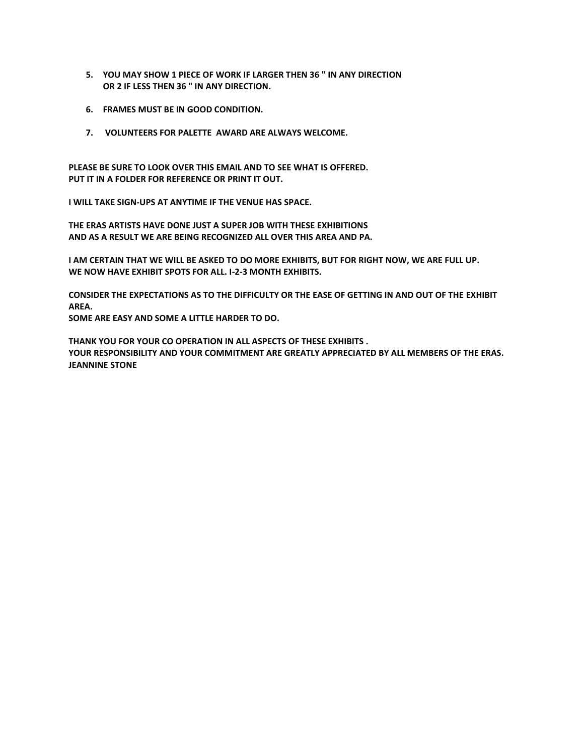5. **YOU MAY SHOW 1 PIECE OF WORK IF LARGER THEN 36 " IN ANY DIRECTION OR 2 IF LESS THEN 36 " IN ANY DIRECTION.**

6. **FRAMES MUST BE IN GOOD CONDITION.**

7. **VOLUNTEERS FOR PALETTE AWARD ARE ALWAYS WELCOME.**

**PLEASE BE SURE TO LOOK OVER THIS EMAIL AND TO SEE WHAT IS OFFERED.**
**PUT IT IN A FOLDER FOR REFERENCE OR PRINT IT OUT.**

**I WILL TAKE SIGN-UPS AT ANYTIME IF THE VENUE HAS SPACE.**

**THE ERAS ARTISTS HAVE DONE JUST A SUPER JOB WITH THESE EXHIBITIONS**
**AND AS A RESULT WE ARE BEING RECOGNIZED ALL OVER THIS AREA AND PA.**

**I AM CERTAIN THAT WE WILL BE ASKED TO DO MORE EXHIBITS, BUT FOR RIGHT NOW, WE ARE FULL UP.**
**WE NOW HAVE EXHIBIT SPOTS FOR ALL. I-2-3 MONTH EXHIBITS.**

**CONSIDER THE EXPECTATIONS AS TO THE DIFFICULTY OR THE EASE OF GETTING IN AND OUT OF THE EXHIBIT AREA.**
**SOME ARE EASY AND SOME A LITTLE HARDER TO DO.**

**THANK YOU FOR YOUR CO OPERATION IN ALL ASPECTS OF THESE EXHIBITS .**
**YOUR RESPONSIBILITY AND YOUR COMMITMENT ARE GREATLY APPRECIATED BY ALL MEMBERS OF THE ERAS.**
**JEANNINE STONE**